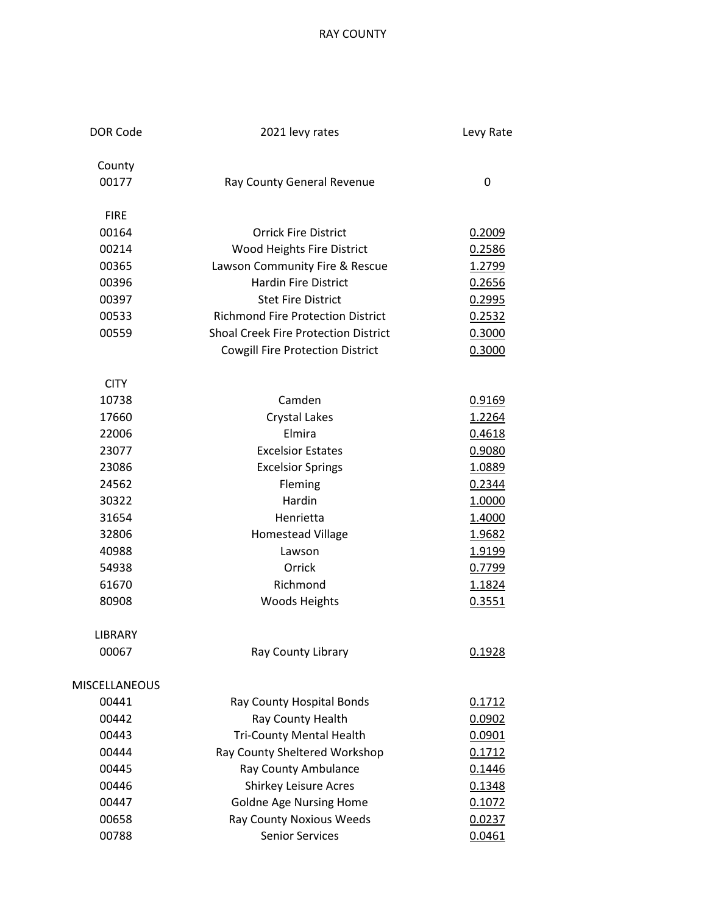# RAY COUNTY

| DOR Code | 2021 levy rates | Levy Rate |
|---|---|---|
| County | | |
| 00177 | Ray County General Revenue | 0 |
| FIRE | | |
| 00164 | Orrick Fire District | 0.2009 |
| 00214 | Wood Heights Fire District | 0.2586 |
| 00365 | Lawson Community Fire & Rescue | 1.2799 |
| 00396 | Hardin Fire District | 0.2656 |
| 00397 | Stet Fire District | 0.2995 |
| 00533 | Richmond Fire Protection District | 0.2532 |
| 00559 | Shoal Creek Fire Protection District | 0.3000 |
| | Cowgill Fire Protection District | 0.3000 |
| CITY | | |
| 10738 | Camden | 0.9169 |
| 17660 | Crystal Lakes | 1.2264 |
| 22006 | Elmira | 0.4618 |
| 23077 | Excelsior Estates | 0.9080 |
| 23086 | Excelsior Springs | 1.0889 |
| 24562 | Fleming | 0.2344 |
| 30322 | Hardin | 1.0000 |
| 31654 | Henrietta | 1.4000 |
| 32806 | Homestead Village | 1.9682 |
| 40988 | Lawson | 1.9199 |
| 54938 | Orrick | 0.7799 |
| 61670 | Richmond | 1.1824 |
| 80908 | Woods Heights | 0.3551 |
| LIBRARY | | |
| 00067 | Ray County Library | 0.1928 |
| MISCELLANEOUS | | |
| 00441 | Ray County Hospital Bonds | 0.1712 |
| 00442 | Ray County Health | 0.0902 |
| 00443 | Tri-County Mental Health | 0.0901 |
| 00444 | Ray County Sheltered Workshop | 0.1712 |
| 00445 | Ray County Ambulance | 0.1446 |
| 00446 | Shirkey Leisure Acres | 0.1348 |
| 00447 | Goldne Age Nursing Home | 0.1072 |
| 00658 | Ray County Noxious Weeds | 0.0237 |
| 00788 | Senior Services | 0.0461 |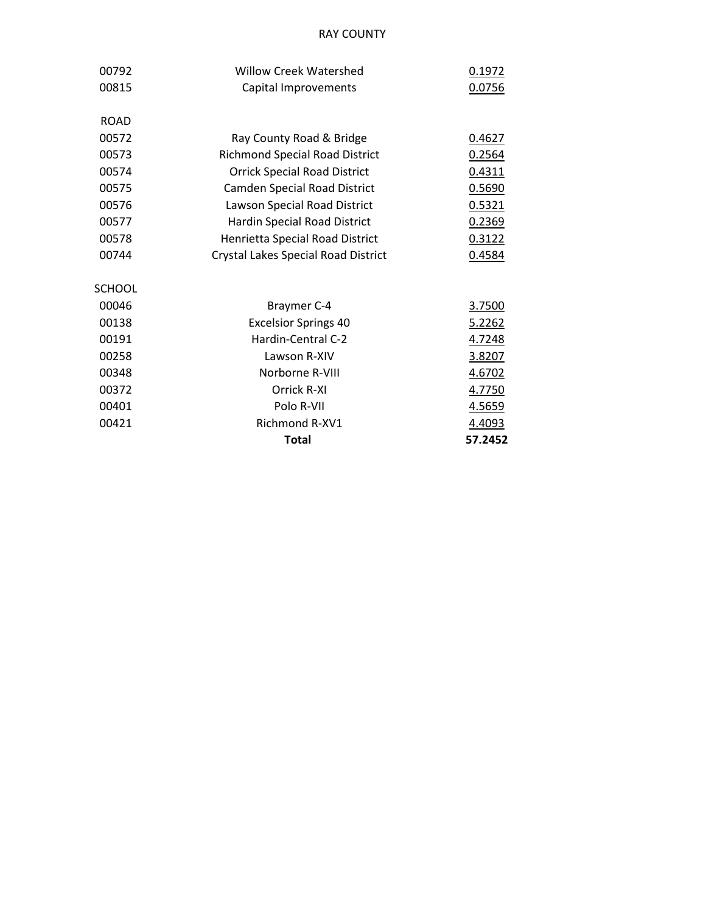RAY COUNTY

| | | |
|---|---|---|
| 00792 | Willow Creek Watershed | 0.1972 |
| 00815 | Capital Improvements | 0.0756 |
| ROAD | | |
| 00572 | Ray County Road & Bridge | 0.4627 |
| 00573 | Richmond Special Road District | 0.2564 |
| 00574 | Orrick Special Road District | 0.4311 |
| 00575 | Camden Special Road District | 0.5690 |
| 00576 | Lawson Special Road District | 0.5321 |
| 00577 | Hardin Special Road District | 0.2369 |
| 00578 | Henrietta Special Road District | 0.3122 |
| 00744 | Crystal Lakes Special Road District | 0.4584 |
| SCHOOL | | |
| 00046 | Braymer C-4 | 3.7500 |
| 00138 | Excelsior Springs 40 | 5.2262 |
| 00191 | Hardin-Central C-2 | 4.7248 |
| 00258 | Lawson R-XIV | 3.8207 |
| 00348 | Norborne R-VIII | 4.6702 |
| 00372 | Orrick R-XI | 4.7750 |
| 00401 | Polo R-VII | 4.5659 |
| 00421 | Richmond R-XV1 | 4.4093 |
| | **Total** | **57.2452** |